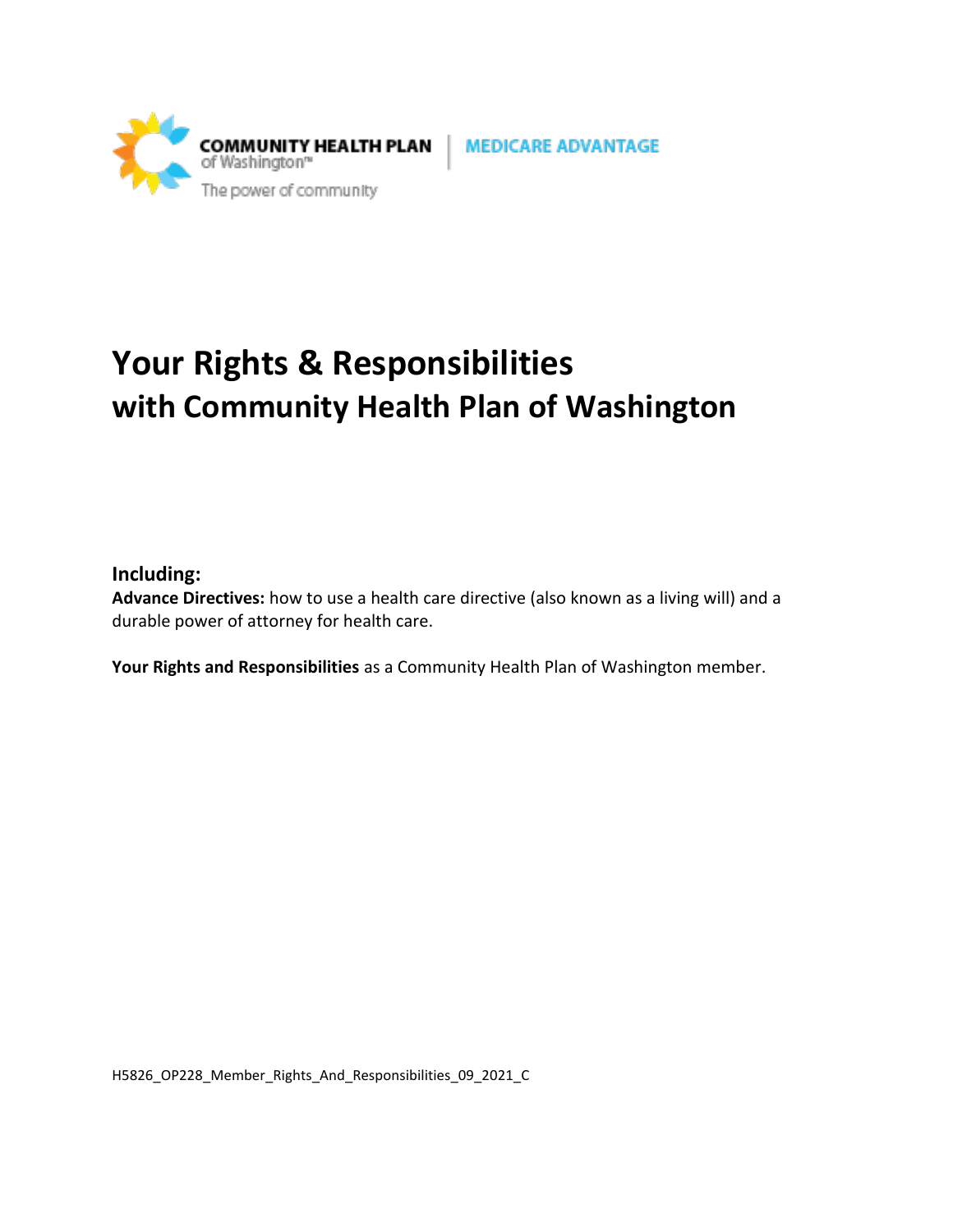COMMUNITY HEALTH PLAN of Washington™ | MEDICARE ADVANTAGE

The power of community

# Your Rights & Responsibilities with Community Health Plan of Washington

**Including:**

**Advance Directives:** how to use a health care directive (also known as a living will) and a durable power of attorney for health care.

**Your Rights and Responsibilities** as a Community Health Plan of Washington member.

H5826_OP228_Member_Rights_And_Responsibilities_09_2021_C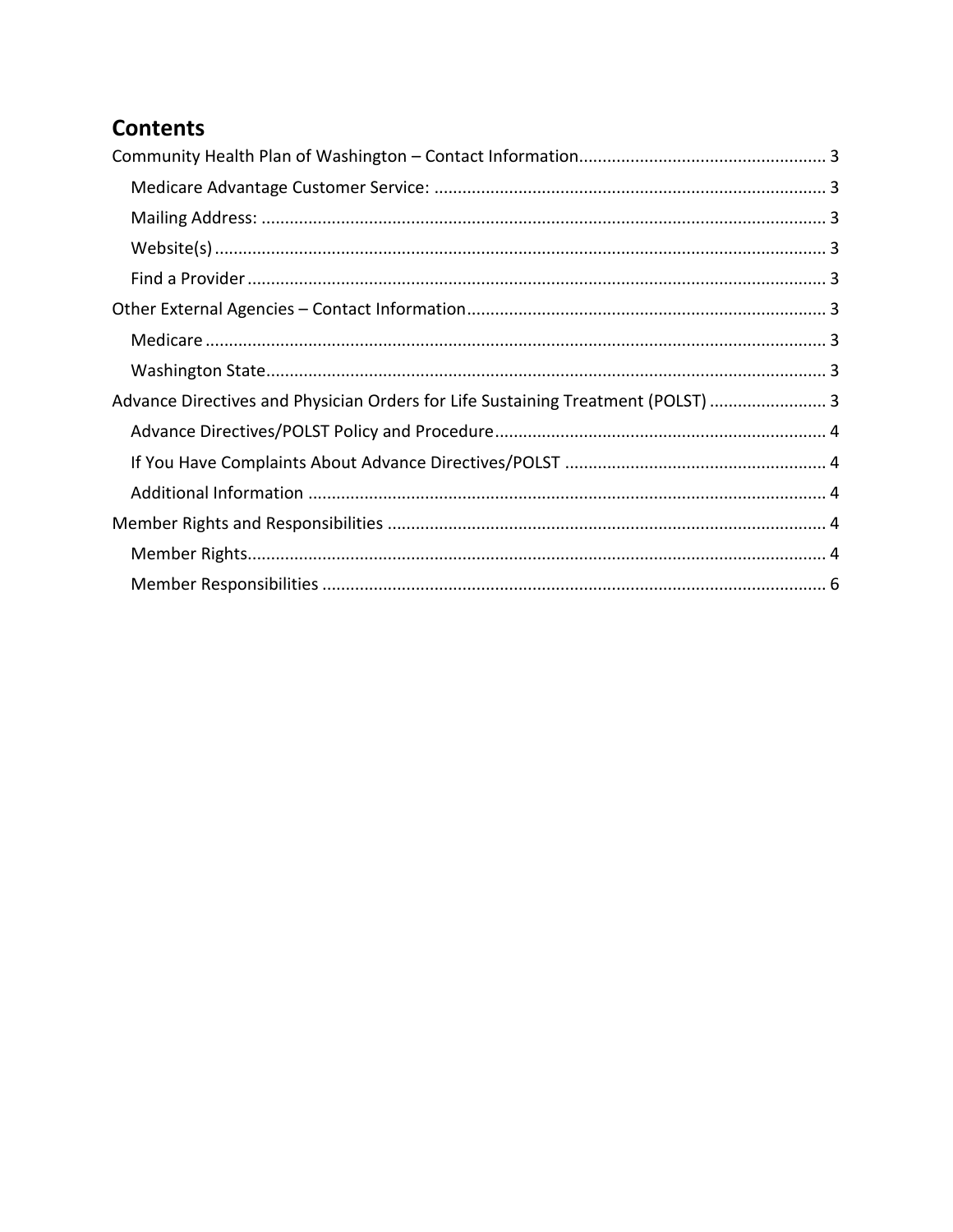# Contents

Community Health Plan of Washington – Contact Information .................... 3

- Medicare Advantage Customer Service: .................... 3
- Mailing Address: .................... 3
- Website(s) .................... 3
- Find a Provider .................... 3

Other External Agencies – Contact Information .................... 3

- Medicare .................... 3
- Washington State .................... 3

Advance Directives and Physician Orders for Life Sustaining Treatment (POLST) .................... 3

- Advance Directives/POLST Policy and Procedure .................... 4
- If You Have Complaints About Advance Directives/POLST .................... 4
- Additional Information .................... 4

Member Rights and Responsibilities .................... 4

- Member Rights .................... 4
- Member Responsibilities .................... 6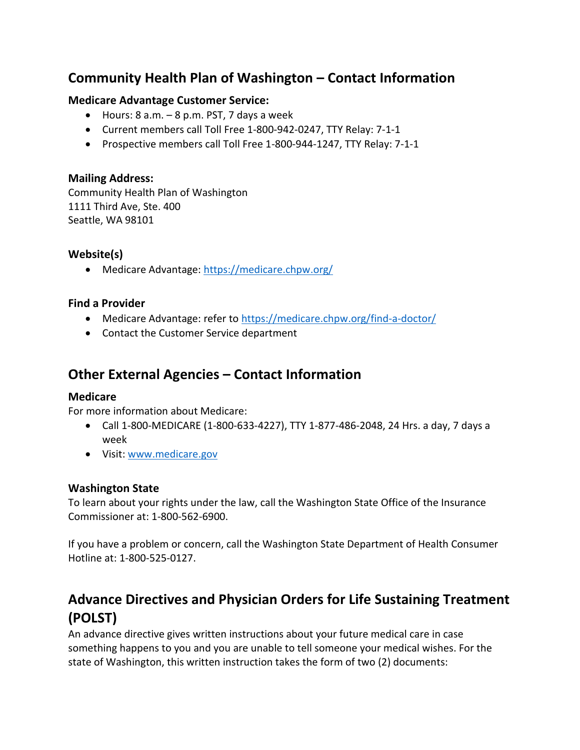## Community Health Plan of Washington – Contact Information

### Medicare Advantage Customer Service:

- Hours: 8 a.m. – 8 p.m. PST, 7 days a week
- Current members call Toll Free 1-800-942-0247, TTY Relay: 7-1-1
- Prospective members call Toll Free 1-800-944-1247, TTY Relay: 7-1-1

### Mailing Address:

Community Health Plan of Washington
1111 Third Ave, Ste. 400
Seattle, WA 98101

### Website(s)

- Medicare Advantage: https://medicare.chpw.org/

### Find a Provider

- Medicare Advantage: refer to https://medicare.chpw.org/find-a-doctor/
- Contact the Customer Service department

## Other External Agencies – Contact Information

### Medicare

For more information about Medicare:

- Call 1-800-MEDICARE (1-800-633-4227), TTY 1-877-486-2048, 24 Hrs. a day, 7 days a week
- Visit: www.medicare.gov

### Washington State

To learn about your rights under the law, call the Washington State Office of the Insurance Commissioner at: 1-800-562-6900.

If you have a problem or concern, call the Washington State Department of Health Consumer Hotline at: 1-800-525-0127.

## Advance Directives and Physician Orders for Life Sustaining Treatment (POLST)

An advance directive gives written instructions about your future medical care in case something happens to you and you are unable to tell someone your medical wishes. For the state of Washington, this written instruction takes the form of two (2) documents: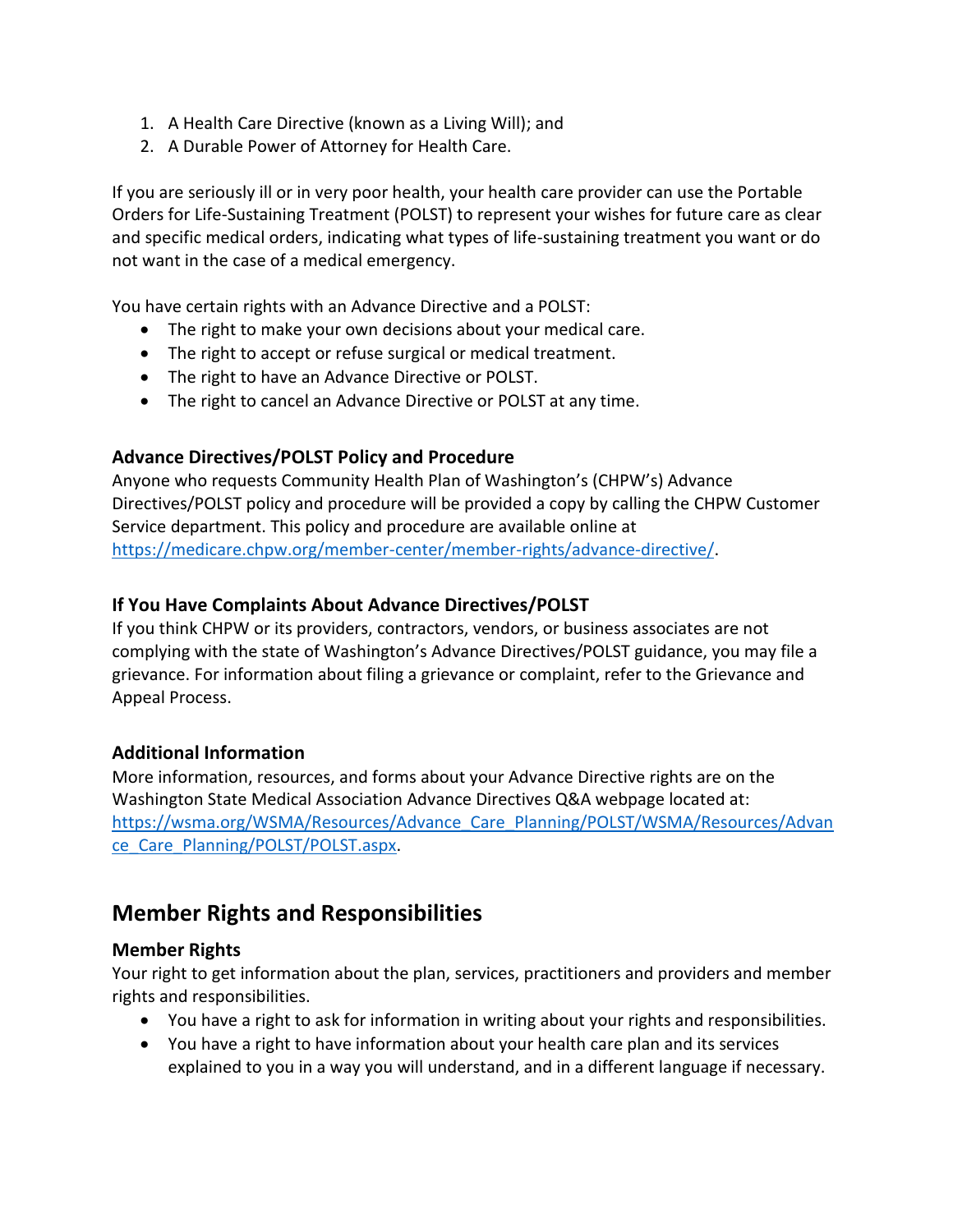1. A Health Care Directive (known as a Living Will); and
2. A Durable Power of Attorney for Health Care.

If you are seriously ill or in very poor health, your health care provider can use the Portable Orders for Life-Sustaining Treatment (POLST) to represent your wishes for future care as clear and specific medical orders, indicating what types of life-sustaining treatment you want or do not want in the case of a medical emergency.

You have certain rights with an Advance Directive and a POLST:

- The right to make your own decisions about your medical care.
- The right to accept or refuse surgical or medical treatment.
- The right to have an Advance Directive or POLST.
- The right to cancel an Advance Directive or POLST at any time.

### Advance Directives/POLST Policy and Procedure

Anyone who requests Community Health Plan of Washington's (CHPW's) Advance Directives/POLST policy and procedure will be provided a copy by calling the CHPW Customer Service department. This policy and procedure are available online at https://medicare.chpw.org/member-center/member-rights/advance-directive/.

### If You Have Complaints About Advance Directives/POLST

If you think CHPW or its providers, contractors, vendors, or business associates are not complying with the state of Washington's Advance Directives/POLST guidance, you may file a grievance. For information about filing a grievance or complaint, refer to the Grievance and Appeal Process.

### Additional Information

More information, resources, and forms about your Advance Directive rights are on the Washington State Medical Association Advance Directives Q&A webpage located at: https://wsma.org/WSMA/Resources/Advance_Care_Planning/POLST/WSMA/Resources/Advance_Care_Planning/POLST/POLST.aspx.

## Member Rights and Responsibilities

### Member Rights

Your right to get information about the plan, services, practitioners and providers and member rights and responsibilities.

- You have a right to ask for information in writing about your rights and responsibilities.
- You have a right to have information about your health care plan and its services explained to you in a way you will understand, and in a different language if necessary.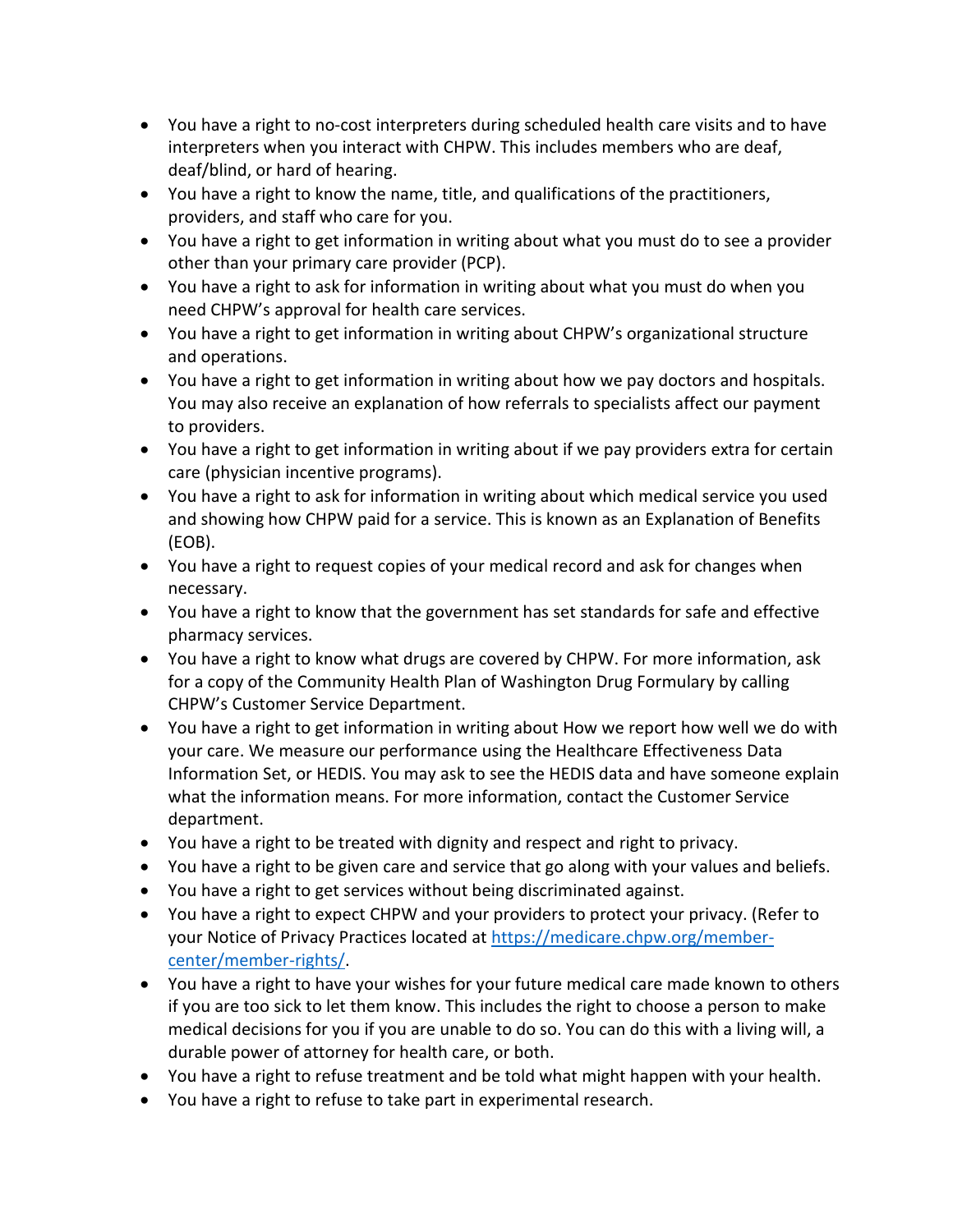- You have a right to no-cost interpreters during scheduled health care visits and to have interpreters when you interact with CHPW. This includes members who are deaf, deaf/blind, or hard of hearing.
- You have a right to know the name, title, and qualifications of the practitioners, providers, and staff who care for you.
- You have a right to get information in writing about what you must do to see a provider other than your primary care provider (PCP).
- You have a right to ask for information in writing about what you must do when you need CHPW's approval for health care services.
- You have a right to get information in writing about CHPW's organizational structure and operations.
- You have a right to get information in writing about how we pay doctors and hospitals. You may also receive an explanation of how referrals to specialists affect our payment to providers.
- You have a right to get information in writing about if we pay providers extra for certain care (physician incentive programs).
- You have a right to ask for information in writing about which medical service you used and showing how CHPW paid for a service. This is known as an Explanation of Benefits (EOB).
- You have a right to request copies of your medical record and ask for changes when necessary.
- You have a right to know that the government has set standards for safe and effective pharmacy services.
- You have a right to know what drugs are covered by CHPW. For more information, ask for a copy of the Community Health Plan of Washington Drug Formulary by calling CHPW's Customer Service Department.
- You have a right to get information in writing about How we report how well we do with your care. We measure our performance using the Healthcare Effectiveness Data Information Set, or HEDIS. You may ask to see the HEDIS data and have someone explain what the information means. For more information, contact the Customer Service department.
- You have a right to be treated with dignity and respect and right to privacy.
- You have a right to be given care and service that go along with your values and beliefs.
- You have a right to get services without being discriminated against.
- You have a right to expect CHPW and your providers to protect your privacy. (Refer to your Notice of Privacy Practices located at [https://medicare.chpw.org/member-center/member-rights/](https://medicare.chpw.org/member-center/member-rights/).
- You have a right to have your wishes for your future medical care made known to others if you are too sick to let them know. This includes the right to choose a person to make medical decisions for you if you are unable to do so. You can do this with a living will, a durable power of attorney for health care, or both.
- You have a right to refuse treatment and be told what might happen with your health.
- You have a right to refuse to take part in experimental research.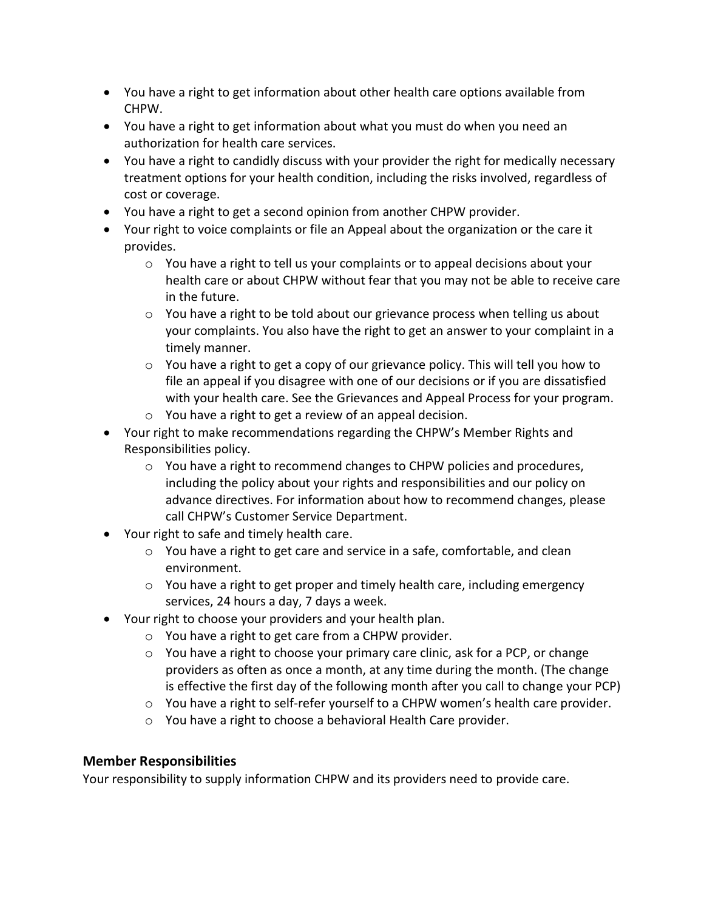- You have a right to get information about other health care options available from CHPW.
- You have a right to get information about what you must do when you need an authorization for health care services.
- You have a right to candidly discuss with your provider the right for medically necessary treatment options for your health condition, including the risks involved, regardless of cost or coverage.
- You have a right to get a second opinion from another CHPW provider.
- Your right to voice complaints or file an Appeal about the organization or the care it provides.
  - You have a right to tell us your complaints or to appeal decisions about your health care or about CHPW without fear that you may not be able to receive care in the future.
  - You have a right to be told about our grievance process when telling us about your complaints. You also have the right to get an answer to your complaint in a timely manner.
  - You have a right to get a copy of our grievance policy. This will tell you how to file an appeal if you disagree with one of our decisions or if you are dissatisfied with your health care. See the Grievances and Appeal Process for your program.
  - You have a right to get a review of an appeal decision.
- Your right to make recommendations regarding the CHPW's Member Rights and Responsibilities policy.
  - You have a right to recommend changes to CHPW policies and procedures, including the policy about your rights and responsibilities and our policy on advance directives. For information about how to recommend changes, please call CHPW's Customer Service Department.
- Your right to safe and timely health care.
  - You have a right to get care and service in a safe, comfortable, and clean environment.
  - You have a right to get proper and timely health care, including emergency services, 24 hours a day, 7 days a week.
- Your right to choose your providers and your health plan.
  - You have a right to get care from a CHPW provider.
  - You have a right to choose your primary care clinic, ask for a PCP, or change providers as often as once a month, at any time during the month. (The change is effective the first day of the following month after you call to change your PCP)
  - You have a right to self-refer yourself to a CHPW women's health care provider.
  - You have a right to choose a behavioral Health Care provider.

### Member Responsibilities

Your responsibility to supply information CHPW and its providers need to provide care.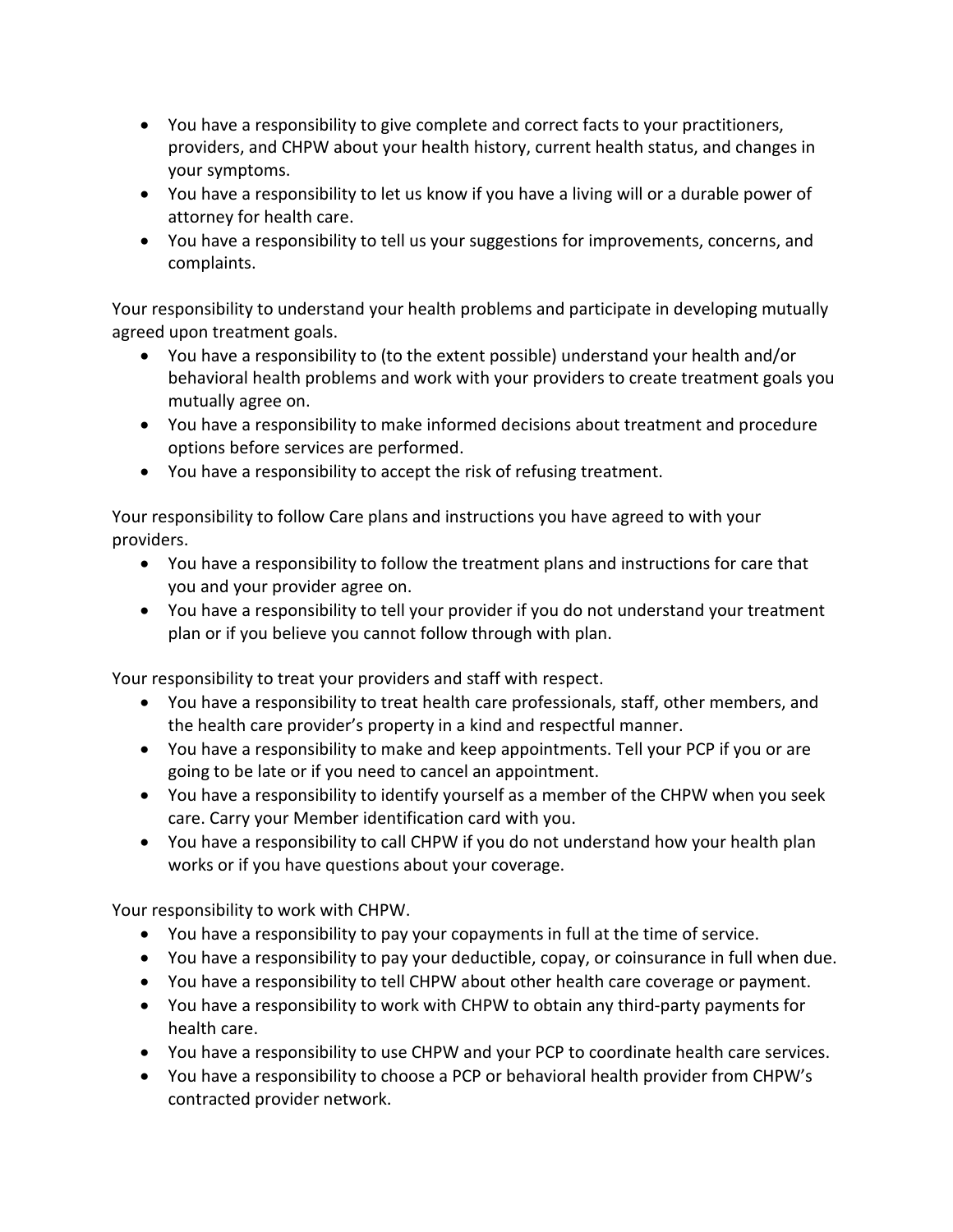- You have a responsibility to give complete and correct facts to your practitioners, providers, and CHPW about your health history, current health status, and changes in your symptoms.
- You have a responsibility to let us know if you have a living will or a durable power of attorney for health care.
- You have a responsibility to tell us your suggestions for improvements, concerns, and complaints.

Your responsibility to understand your health problems and participate in developing mutually agreed upon treatment goals.

- You have a responsibility to (to the extent possible) understand your health and/or behavioral health problems and work with your providers to create treatment goals you mutually agree on.
- You have a responsibility to make informed decisions about treatment and procedure options before services are performed.
- You have a responsibility to accept the risk of refusing treatment.

Your responsibility to follow Care plans and instructions you have agreed to with your providers.

- You have a responsibility to follow the treatment plans and instructions for care that you and your provider agree on.
- You have a responsibility to tell your provider if you do not understand your treatment plan or if you believe you cannot follow through with plan.

Your responsibility to treat your providers and staff with respect.

- You have a responsibility to treat health care professionals, staff, other members, and the health care provider's property in a kind and respectful manner.
- You have a responsibility to make and keep appointments. Tell your PCP if you or are going to be late or if you need to cancel an appointment.
- You have a responsibility to identify yourself as a member of the CHPW when you seek care. Carry your Member identification card with you.
- You have a responsibility to call CHPW if you do not understand how your health plan works or if you have questions about your coverage.

Your responsibility to work with CHPW.

- You have a responsibility to pay your copayments in full at the time of service.
- You have a responsibility to pay your deductible, copay, or coinsurance in full when due.
- You have a responsibility to tell CHPW about other health care coverage or payment.
- You have a responsibility to work with CHPW to obtain any third-party payments for health care.
- You have a responsibility to use CHPW and your PCP to coordinate health care services.
- You have a responsibility to choose a PCP or behavioral health provider from CHPW's contracted provider network.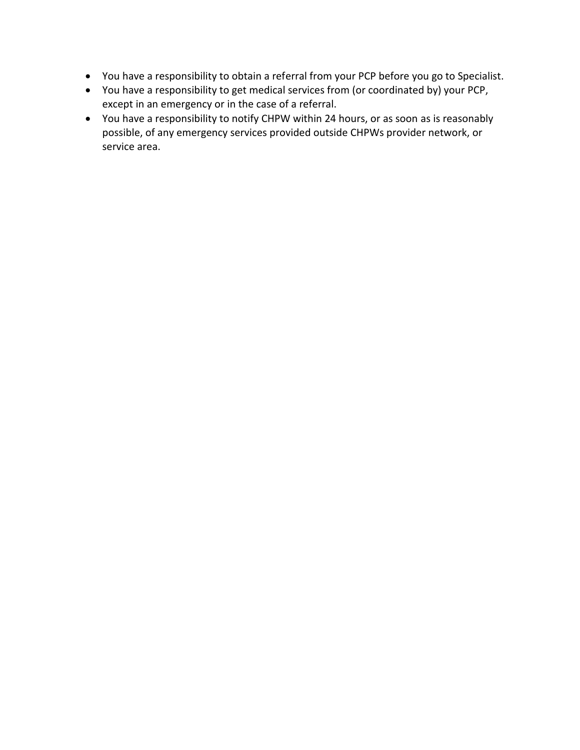- You have a responsibility to obtain a referral from your PCP before you go to Specialist.
- You have a responsibility to get medical services from (or coordinated by) your PCP, except in an emergency or in the case of a referral.
- You have a responsibility to notify CHPW within 24 hours, or as soon as is reasonably possible, of any emergency services provided outside CHPWs provider network, or service area.